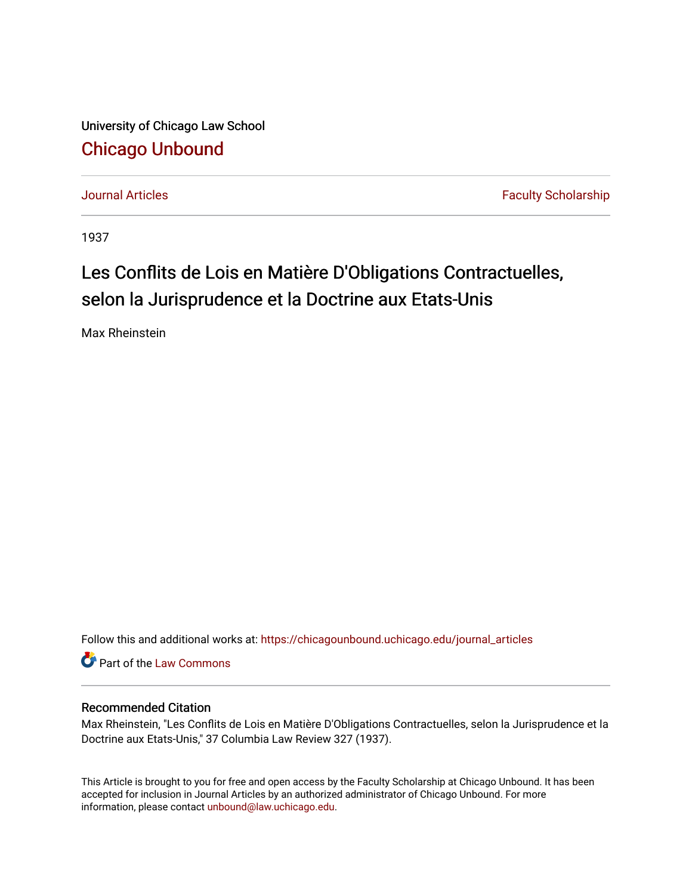University of Chicago Law School

## Chicago Unbound

Journal Articles | Faculty Scholarship

1937

# Les Conflits de Lois en Matière D'Obligations Contractuelles, selon la Jurisprudence et la Doctrine aux Etats-Unis

Max Rheinstein

Follow this and additional works at: https://chicagounbound.uchicago.edu/journal_articles

Part of the Law Commons

### Recommended Citation

Max Rheinstein, "Les Conflits de Lois en Matière D'Obligations Contractuelles, selon la Jurisprudence et la Doctrine aux Etats-Unis," 37 Columbia Law Review 327 (1937).

This Article is brought to you for free and open access by the Faculty Scholarship at Chicago Unbound. It has been accepted for inclusion in Journal Articles by an authorized administrator of Chicago Unbound. For more information, please contact unbound@law.uchicago.edu.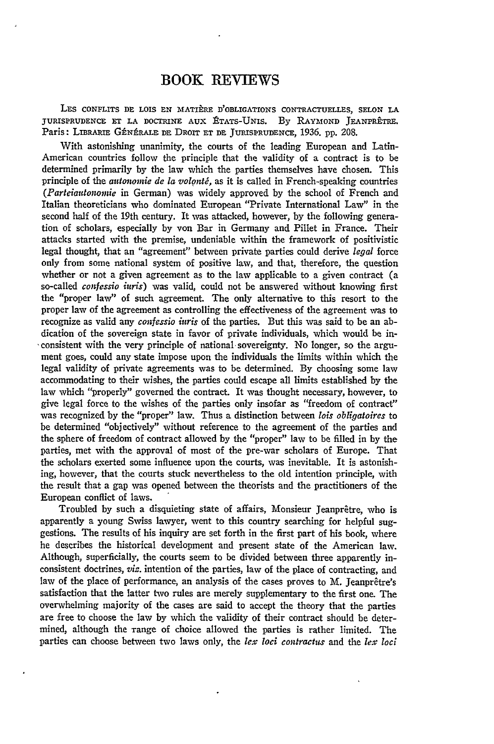# BOOK REVIEWS

LES CONFLITS DE LOIS EN MATIÈRE D'OBLIGATIONS CONTRACTUELLES, SELON LA JURISPRUDENCE ET LA DOCTRINE AUX ÉTATS-UNIS. By RAYMOND JEANPRÊTRE. Paris: LIBRARIE GÉNÉRALE DE DROIT ET DE JURISPRUDENCE, 1936. pp. 208.

With astonishing unanimity, the courts of the leading European and Latin-American countries follow the principle that the validity of a contract is to be determined primarily by the law which the parties themselves have chosen. This principle of the *autonomie de la volonté,* as it is called in French-speaking countries (*Parteiautonomie* in German) was widely approved by the school of French and Italian theoreticians who dominated European "Private International Law" in the second half of the 19th century. It was attacked, however, by the following generation of scholars, especially by von Bar in Germany and Pillet in France. Their attacks started with the premise, undeniable within the framework of positivistic legal thought, that an "agreement" between private parties could derive *legal* force only from some national system of positive law, and that, therefore, the question whether or not a given agreement as to the law applicable to a given contract (a so-called *confessio iuris*) was valid, could not be answered without knowing first the "proper law" of such agreement. The only alternative to this resort to the proper law of the agreement as controlling the effectiveness of the agreement was to recognize as valid any *confessio iuris* of the parties. But this was said to be an abdication of the sovereign state in favor of private individuals, which would be inconsistent with the very principle of national sovereignty. No longer, so the argument goes, could any state impose upon the individuals the limits within which the legal validity of private agreements was to be determined. By choosing some law accommodating to their wishes, the parties could escape all limits established by the law which "properly" governed the contract. It was thought necessary, however, to give legal force to the wishes of the parties only insofar as "freedom of contract" was recognized by the "proper" law. Thus a distinction between *lois obligatoires* to be determined "objectively" without reference to the agreement of the parties and the sphere of freedom of contract allowed by the "proper" law to be filled in by the parties, met with the approval of most of the pre-war scholars of Europe. That the scholars exerted some influence upon the courts, was inevitable. It is astonishing, however, that the courts stuck nevertheless to the old intention principle, with the result that a gap was opened between the theorists and the practitioners of the European conflict of laws.

Troubled by such a disquieting state of affairs, Monsieur Jeanprêtre, who is apparently a young Swiss lawyer, went to this country searching for helpful suggestions. The results of his inquiry are set forth in the first part of his book, where he describes the historical development and present state of the American law. Although, superficially, the courts seem to be divided between three apparently inconsistent doctrines, *viz.* intention of the parties, law of the place of contracting, and law of the place of performance, an analysis of the cases proves to M. Jeanprêtre's satisfaction that the latter two rules are merely supplementary to the first one. The overwhelming majority of the cases are said to accept the theory that the parties are free to choose the law by which the validity of their contract should be determined, although the range of choice allowed the parties is rather limited. The parties can choose between two laws only, the *lex loci contractus* and the *lex loci*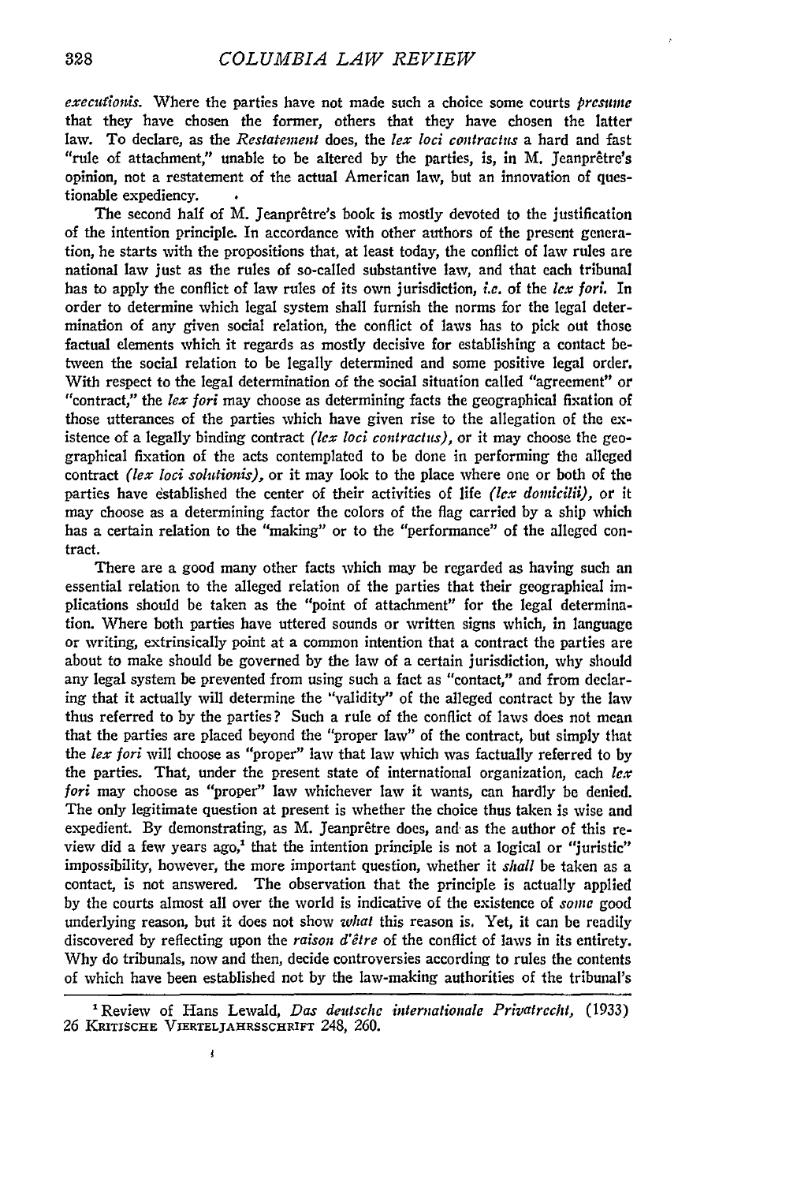*executionis*. Where the parties have not made such a choice some courts *presume* that they have chosen the former, others that they have chosen the latter law. To declare, as the *Restatement* does, the *lex loci contractus* a hard and fast "rule of attachment," unable to be altered by the parties, is, in M. Jeanprêtre's opinion, not a restatement of the actual American law, but an innovation of questionable expediency.

The second half of M. Jeanprêtre's book is mostly devoted to the justification of the intention principle. In accordance with other authors of the present generation, he starts with the propositions that, at least today, the conflict of law rules are national law just as the rules of so-called substantive law, and that each tribunal has to apply the conflict of law rules of its own jurisdiction, *i.e.* of the *lex fori*. In order to determine which legal system shall furnish the norms for the legal determination of any given social relation, the conflict of laws has to pick out those factual elements which it regards as mostly decisive for establishing a contact between the social relation to be legally determined and some positive legal order. With respect to the legal determination of the social situation called "agreement" or "contract," the *lex fori* may choose as determining facts the geographical fixation of those utterances of the parties which have given rise to the allegation of the existence of a legally binding contract *(lex loci contractus)*, or it may choose the geographical fixation of the acts contemplated to be done in performing the alleged contract *(lex loci solutionis)*, or it may look to the place where one or both of the parties have established the center of their activities of life *(lex domicilii)*, or it may choose as a determining factor the colors of the flag carried by a ship which has a certain relation to the "making" or to the "performance" of the alleged contract.

There are a good many other facts which may be regarded as having such an essential relation to the alleged relation of the parties that their geographical implications should be taken as the "point of attachment" for the legal determination. Where both parties have uttered sounds or written signs which, in language or writing, extrinsically point at a common intention that a contract the parties are about to make should be governed by the law of a certain jurisdiction, why should any legal system be prevented from using such a fact as "contact," and from declaring that it actually will determine the "validity" of the alleged contract by the law thus referred to by the parties? Such a rule of the conflict of laws does not mean that the parties are placed beyond the "proper law" of the contract, but simply that the *lex fori* will choose as "proper" law that law which was factually referred to by the parties. That, under the present state of international organization, each *lex fori* may choose as "proper" law whichever law it wants, can hardly be denied. The only legitimate question at present is whether the choice thus taken is wise and expedient. By demonstrating, as M. Jeanprêtre does, and as the author of this review did a few years ago,[1] that the intention principle is not a logical or "juristic" impossibility, however, the more important question, whether it *shall* be taken as a contact, is not answered. The observation that the principle is actually applied by the courts almost all over the world is indicative of the existence of *some* good underlying reason, but it does not show *what* this reason is. Yet, it can be readily discovered by reflecting upon the *raison d'être* of the conflict of laws in its entirety. Why do tribunals, now and then, decide controversies according to rules the contents of which have been established not by the law-making authorities of the tribunal's

[1] Review of Hans Lewald, *Das deutsche internationale Privatrecht*, (1933) 26 KRITISCHE VIERTELJAHRSSCHRIFT 248, 260.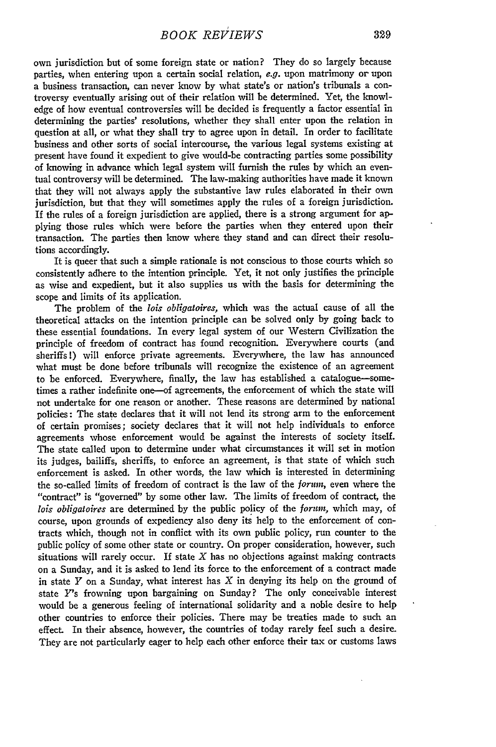own jurisdiction but of some foreign state or nation? They do so largely because parties, when entering upon a certain social relation, *e.g.* upon matrimony or upon a business transaction, can never know by what state's or nation's tribunals a controversy eventually arising out of their relation will be determined. Yet, the knowledge of how eventual controversies will be decided is frequently a factor essential in determining the parties' resolutions, whether they shall enter upon the relation in question at all, or what they shall try to agree upon in detail. In order to facilitate business and other sorts of social intercourse, the various legal systems existing at present have found it expedient to give would-be contracting parties some possibility of knowing in advance which legal system will furnish the rules by which an eventual controversy will be determined. The law-making authorities have made it known that they will not always apply the substantive law rules elaborated in their own jurisdiction, but that they will sometimes apply the rules of a foreign jurisdiction. If the rules of a foreign jurisdiction are applied, there is a strong argument for applying those rules which were before the parties when they entered upon their transaction. The parties then know where they stand and can direct their resolutions accordingly.

It is queer that such a simple rationale is not conscious to those courts which so consistently adhere to the intention principle. Yet, it not only justifies the principle as wise and expedient, but it also supplies us with the basis for determining the scope and limits of its application.

The problem of the *lois obligatoires,* which was the actual cause of all the theoretical attacks on the intention principle can be solved only by going back to these essential foundations. In every legal system of our Western Civilization the principle of freedom of contract has found recognition. Everywhere courts (and sheriffs!) will enforce private agreements. Everywhere, the law has announced what must be done before tribunals will recognize the existence of an agreement to be enforced. Everywhere, finally, the law has established a catalogue—sometimes a rather indefinite one—of agreements, the enforcement of which the state will not undertake for one reason or another. These reasons are determined by national policies: The state declares that it will not lend its strong arm to the enforcement of certain promises; society declares that it will not help individuals to enforce agreements whose enforcement would be against the interests of society itself. The state called upon to determine under what circumstances it will set in motion its judges, bailiffs, sheriffs, to enforce an agreement, is that state of which such enforcement is asked. In other words, the law which is interested in determining the so-called limits of freedom of contract is the law of the *forum,* even where the "contract" is "governed" by some other law. The limits of freedom of contract, the *lois obligatoires* are determined by the public policy of the *forum,* which may, of course, upon grounds of expediency also deny its help to the enforcement of contracts which, though not in conflict with its own public policy, run counter to the public policy of some other state or country. On proper consideration, however, such situations will rarely occur. If state *X* has no objections against making contracts on a Sunday, and it is asked to lend its force to the enforcement of a contract made in state *Y* on a Sunday, what interest has *X* in denying its help on the ground of state *Y*'s frowning upon bargaining on Sunday? The only conceivable interest would be a generous feeling of international solidarity and a noble desire to help other countries to enforce their policies. There may be treaties made to such an effect. In their absence, however, the countries of today rarely feel such a desire. They are not particularly eager to help each other enforce their tax or customs laws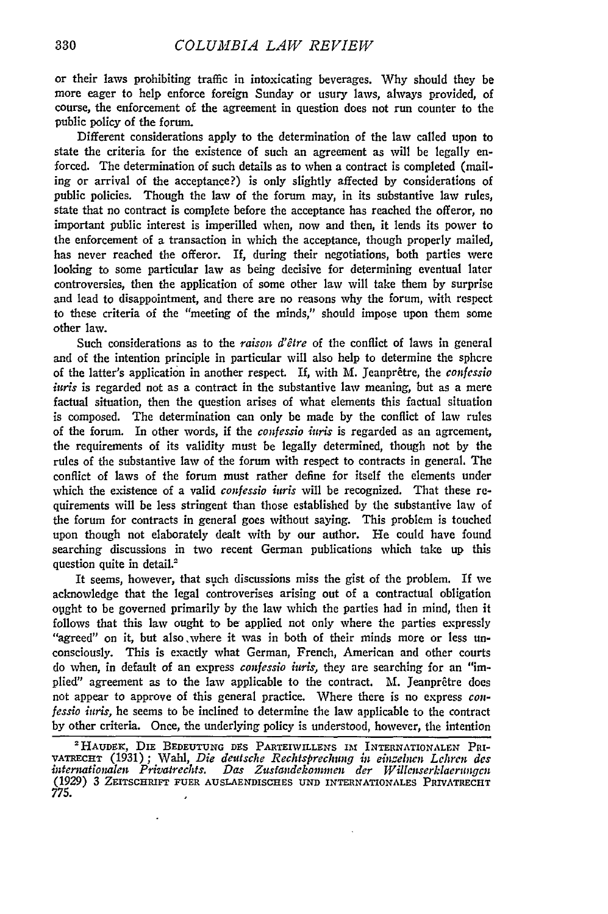or their laws prohibiting traffic in intoxicating beverages. Why should they be more eager to help enforce foreign Sunday or usury laws, always provided, of course, the enforcement of the agreement in question does not run counter to the public policy of the forum.

Different considerations apply to the determination of the law called upon to state the criteria for the existence of such an agreement as will be legally enforced. The determination of such details as to when a contract is completed (mailing or arrival of the acceptance?) is only slightly affected by considerations of public policies. Though the law of the forum may, in its substantive law rules, state that no contract is complete before the acceptance has reached the offeror, no important public interest is imperilled when, now and then, it lends its power to the enforcement of a transaction in which the acceptance, though properly mailed, has never reached the offeror. If, during their negotiations, both parties were looking to some particular law as being decisive for determining eventual later controversies, then the application of some other law will take them by surprise and lead to disappointment, and there are no reasons why the forum, with respect to these criteria of the "meeting of the minds," should impose upon them some other law.

Such considerations as to the *raison d'être* of the conflict of laws in general and of the intention principle in particular will also help to determine the sphere of the latter's application in another respect. If, with M. Jeanprêtre, the *confessio iuris* is regarded not as a contract in the substantive law meaning, but as a mere factual situation, then the question arises of what elements this factual situation is composed. The determination can only be made by the conflict of law rules of the forum. In other words, if the *confessio iuris* is regarded as an agreement, the requirements of its validity must be legally determined, though not by the rules of the substantive law of the forum with respect to contracts in general. The conflict of laws of the forum must rather define for itself the elements under which the existence of a valid *confessio iuris* will be recognized. That these requirements will be less stringent than those established by the substantive law of the forum for contracts in general goes without saying. This problem is touched upon though not elaborately dealt with by our author. He could have found searching discussions in two recent German publications which take up this question quite in detail.[2]

It seems, however, that such discussions miss the gist of the problem. If we acknowledge that the legal controverises arising out of a contractual obligation ought to be governed primarily by the law which the parties had in mind, then it follows that this law ought to be applied not only where the parties expressly "agreed" on it, but also where it was in both of their minds more or less unconsciously. This is exactly what German, French, American and other courts do when, in default of an express *confessio iuris*, they are searching for an "implied" agreement as to the law applicable to the contract. M. Jeanprêtre does not appear to approve of this general practice. Where there is no express *confessio iuris*, he seems to be inclined to determine the law applicable to the contract by other criteria. Once, the underlying policy is understood, however, the intention

[2] HAUDEK, DIE BEDEUTUNG DES PARTEIWILLENS IM INTERNATIONALEN PRIVATRECHT (1931); Wahl, *Die deutsche Rechtsprechung in einzelnen Lehren des internationalen Privatrechts. Das Zustandekommen der Willenserklaerungen* (1929) 3 ZEITSCHRIFT FUER AUSLAENDISCHES UND INTERNATIONALES PRIVATRECHT 775.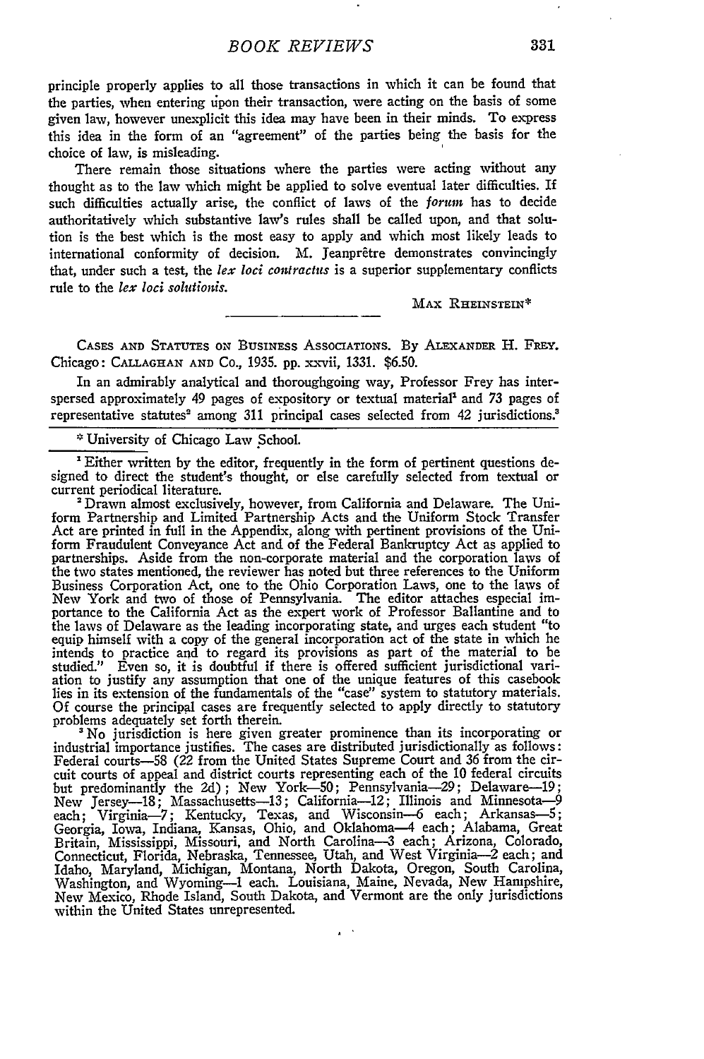principle properly applies to all those transactions in which it can be found that the parties, when entering upon their transaction, were acting on the basis of some given law, however unexplicit this idea may have been in their minds. To express this idea in the form of an "agreement" of the parties being the basis for the choice of law, is misleading.

There remain those situations where the parties were acting without any thought as to the law which might be applied to solve eventual later difficulties. If such difficulties actually arise, the conflict of laws of the *forum* has to decide authoritatively which substantive law's rules shall be called upon, and that solution is the best which is the most easy to apply and which most likely leads to international conformity of decision. M. Jeanprêtre demonstrates convincingly that, under such a test, the *lex loci contractus* is a superior supplementary conflicts rule to the *lex loci solutionis*.

MAX RHEINSTEIN*

---

CASES AND STATUTES ON BUSINESS ASSOCIATIONS. By ALEXANDER H. FREY. Chicago: CALLAGHAN AND CO., 1935. pp. xxvii, 1331. $6.50.

In an admirably analytical and thoroughgoing way, Professor Frey has interspersed approximately 49 pages of expository or textual material[1] and 73 pages of representative statutes[2] among 311 principal cases selected from 42 jurisdictions.[3]

---

\* University of Chicago Law School.

[1] Either written by the editor, frequently in the form of pertinent questions designed to direct the student's thought, or else carefully selected from textual or current periodical literature.

[2] Drawn almost exclusively, however, from California and Delaware. The Uniform Partnership and Limited Partnership Acts and the Uniform Stock Transfer Act are printed in full in the Appendix, along with pertinent provisions of the Uniform Fraudulent Conveyance Act and of the Federal Bankruptcy Act as applied to partnerships. Aside from the non-corporate material and the corporation laws of the two states mentioned, the reviewer has noted but three references to the Uniform Business Corporation Act, one to the Ohio Corporation Laws, one to the laws of New York and two of those of Pennsylvania. The editor attaches especial importance to the California Act as the expert work of Professor Ballantine and to the laws of Delaware as the leading incorporating state, and urges each student "to equip himself with a copy of the general incorporation act of the state in which he intends to practice and to regard its provisions as part of the material to be studied." Even so, it is doubtful if there is offered sufficient jurisdictional variation to justify any assumption that one of the unique features of this casebook lies in its extension of the fundamentals of the "case" system to statutory materials. Of course the principal cases are frequently selected to apply directly to statutory problems adequately set forth therein.

[3] No jurisdiction is here given greater prominence than its incorporating or industrial importance justifies. The cases are distributed jurisdictionally as follows: Federal courts—58 (22 from the United States Supreme Court and 36 from the circuit courts of appeal and district courts representing each of the 10 federal circuits but predominantly the 2d); New York—50; Pennsylvania—29; Delaware—19; New Jersey—18; Massachusetts—13; California—12; Illinois and Minnesota—9 each; Virginia—7; Kentucky, Texas, and Wisconsin—6 each; Arkansas—5; Georgia, Iowa, Indiana, Kansas, Ohio, and Oklahoma—4 each; Alabama, Great Britain, Mississippi, Missouri, and North Carolina—3 each; Arizona, Colorado, Connecticut, Florida, Nebraska, Tennessee, Utah, and West Virginia—2 each; and Idaho, Maryland, Michigan, Montana, North Dakota, Oregon, South Carolina, Washington, and Wyoming—1 each. Louisiana, Maine, Nevada, New Hampshire, New Mexico, Rhode Island, South Dakota, and Vermont are the only jurisdictions within the United States unrepresented.